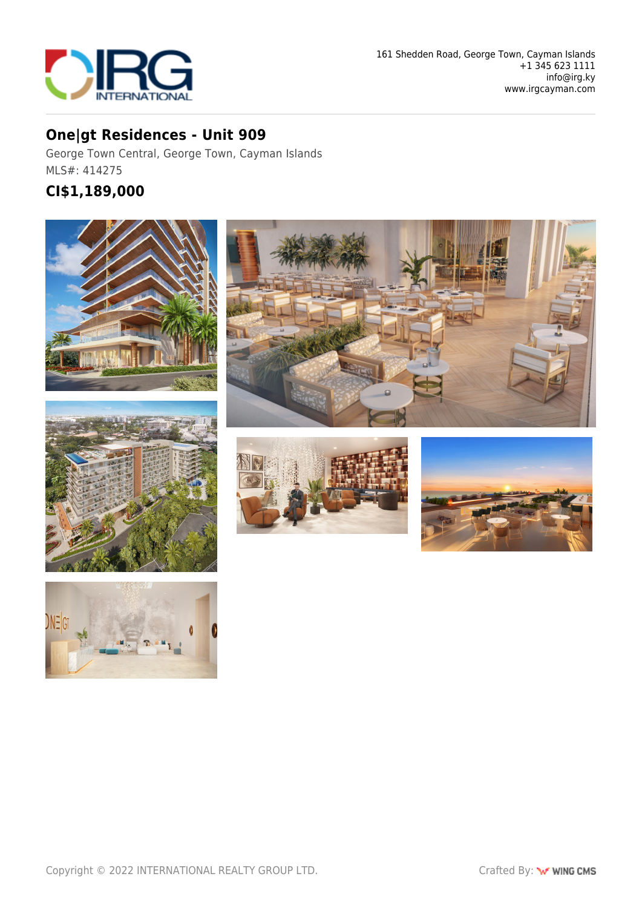161 Shedden Road, George Town, Cayman Islands
+1 345 623 1111
info@irg.ky
www.irgcayman.com

# One|gt Residences - Unit 909

George Town Central, George Town, Cayman Islands

MLS#: 414275

## CI$1,189,000

Copyright © 2022 INTERNATIONAL REALTY GROUP LTD.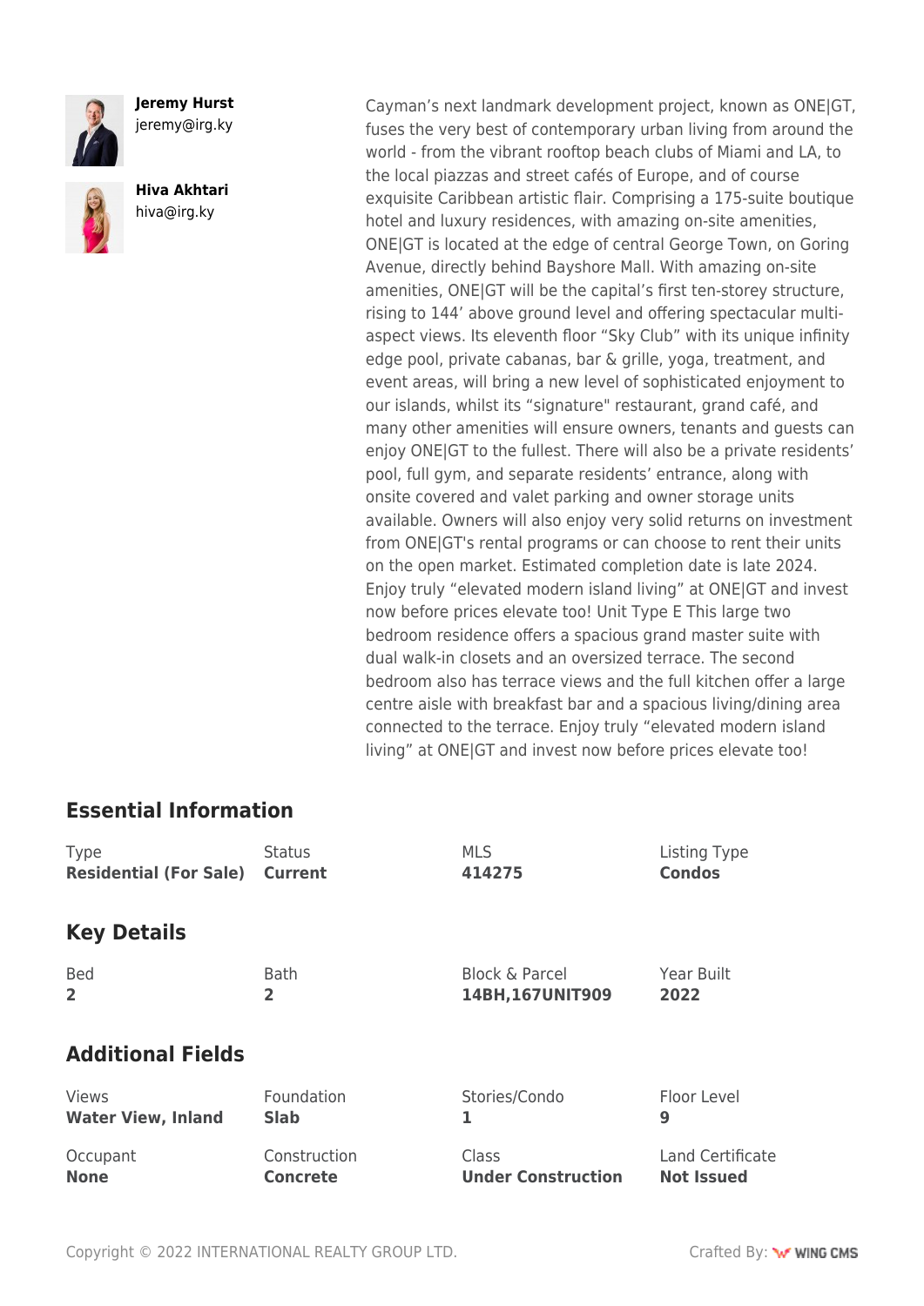**Jeremy Hurst**
jeremy@irg.ky

**Hiva Akhtari**
hiva@irg.ky

Cayman's next landmark development project, known as ONE|GT, fuses the very best of contemporary urban living from around the world - from the vibrant rooftop beach clubs of Miami and LA, to the local piazzas and street cafés of Europe, and of course exquisite Caribbean artistic flair. Comprising a 175-suite boutique hotel and luxury residences, with amazing on-site amenities, ONE|GT is located at the edge of central George Town, on Goring Avenue, directly behind Bayshore Mall. With amazing on-site amenities, ONE|GT will be the capital's first ten-storey structure, rising to 144' above ground level and offering spectacular multi-aspect views. Its eleventh floor "Sky Club" with its unique infinity edge pool, private cabanas, bar & grille, yoga, treatment, and event areas, will bring a new level of sophisticated enjoyment to our islands, whilst its "signature" restaurant, grand café, and many other amenities will ensure owners, tenants and guests can enjoy ONE|GT to the fullest. There will also be a private residents' pool, full gym, and separate residents' entrance, along with onsite covered and valet parking and owner storage units available. Owners will also enjoy very solid returns on investment from ONE|GT's rental programs or can choose to rent their units on the open market. Estimated completion date is late 2024. Enjoy truly "elevated modern island living" at ONE|GT and invest now before prices elevate too! Unit Type E This large two bedroom residence offers a spacious grand master suite with dual walk-in closets and an oversized terrace. The second bedroom also has terrace views and the full kitchen offer a large centre aisle with breakfast bar and a spacious living/dining area connected to the terrace. Enjoy truly "elevated modern island living" at ONE|GT and invest now before prices elevate too!

## Essential Information

| Type | Status | MLS | Listing Type |
|---|---|---|---|
| **Residential (For Sale)** | **Current** | **414275** | **Condos** |

## Key Details

| Bed | Bath | Block & Parcel | Year Built |
|---|---|---|---|
| **2** | **2** | **14BH,167UNIT909** | **2022** |

## Additional Fields

| Views | Foundation | Stories/Condo | Floor Level |
|---|---|---|---|
| **Water View, Inland** | **Slab** | **1** | **9** |
| Occupant | Construction | Class | Land Certificate |
| **None** | **Concrete** | **Under Construction** | **Not Issued** |

Copyright © 2022 INTERNATIONAL REALTY GROUP LTD.

Crafted By: WING CMS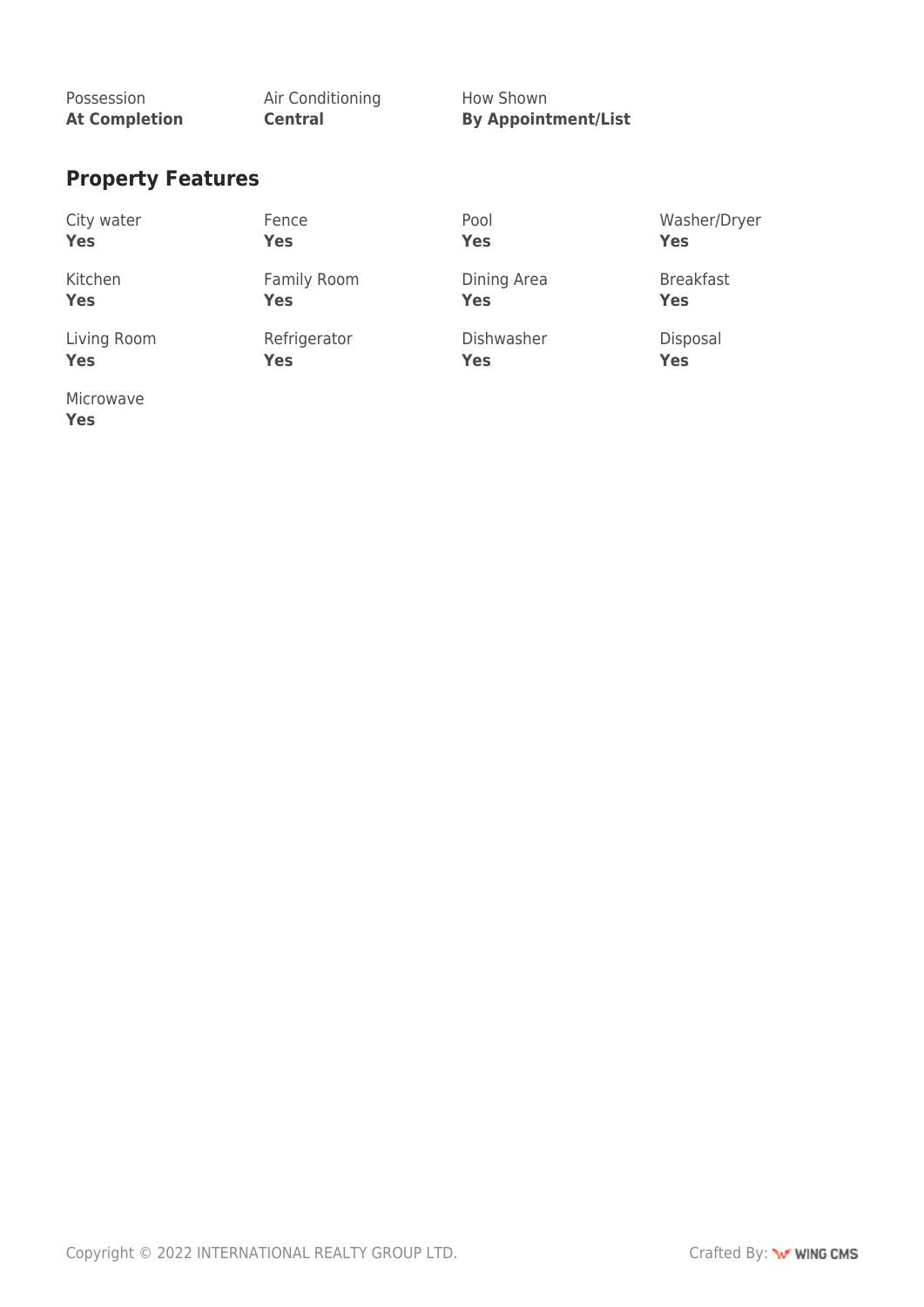Possession
**At Completion**

Air Conditioning
**Central**

How Shown
**By Appointment/List**

## Property Features

City water
**Yes**

Fence
**Yes**

Pool
**Yes**

Washer/Dryer
**Yes**

Kitchen
**Yes**

Family Room
**Yes**

Dining Area
**Yes**

Breakfast
**Yes**

Living Room
**Yes**

Refrigerator
**Yes**

Dishwasher
**Yes**

Disposal
**Yes**

Microwave
**Yes**

Copyright © 2022 INTERNATIONAL REALTY GROUP LTD.

Crafted By: WING CMS